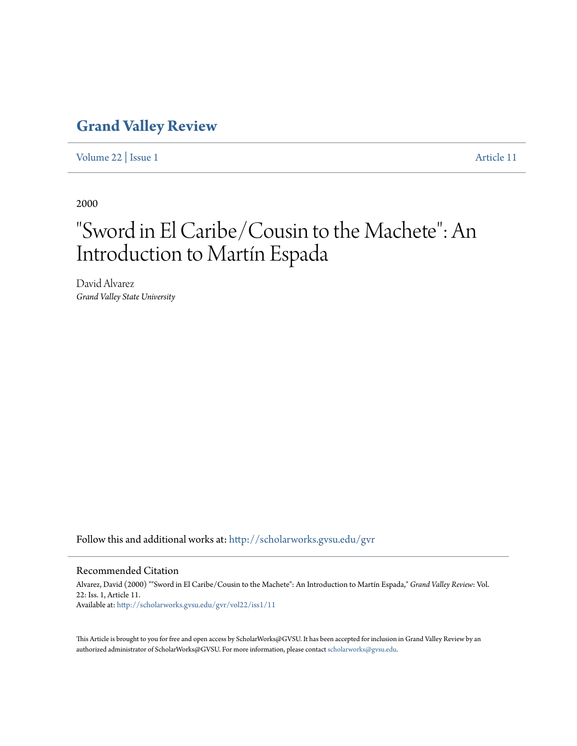# Grand Valley Review

Volume 22 | Issue 1 Article 11

2000

# "Sword in El Caribe/Cousin to the Machete": An Introduction to Martín Espada

David Alvarez

*Grand Valley State University*

Follow this and additional works at: http://scholarworks.gvsu.edu/gvr

## Recommended Citation

Alvarez, David (2000) ""Sword in El Caribe/Cousin to the Machete": An Introduction to Martín Espada," *Grand Valley Review*: Vol. 22: Iss. 1, Article 11.

Available at: http://scholarworks.gvsu.edu/gvr/vol22/iss1/11

This Article is brought to you for free and open access by ScholarWorks@GVSU. It has been accepted for inclusion in Grand Valley Review by an authorized administrator of ScholarWorks@GVSU. For more information, please contact scholarworks@gvsu.edu.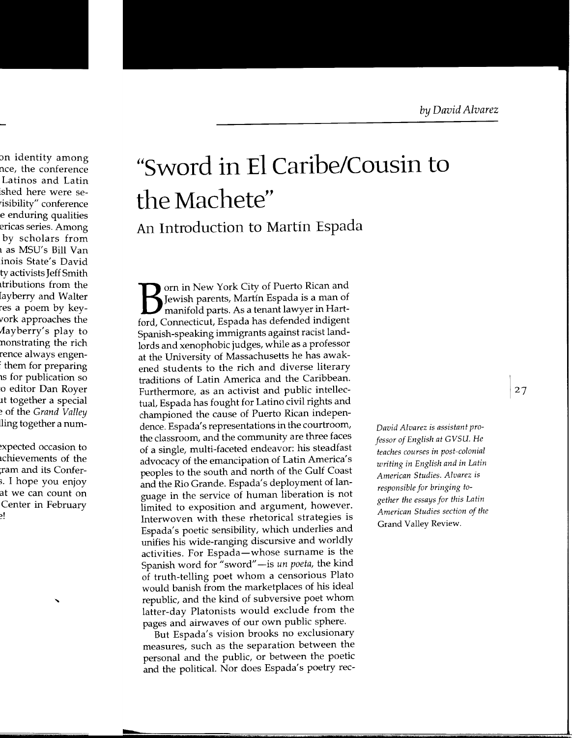by David Alvarez

# "Sword in El Caribe/Cousin to the Machete"

## An Introduction to Martín Espada

Born in New York City of Puerto Rican and Jewish parents, Martín Espada is a man of manifold parts. As a tenant lawyer in Hartford, Connecticut, Espada has defended indigent Spanish-speaking immigrants against racist landlords and xenophobic judges, while as a professor at the University of Massachusetts he has awakened students to the rich and diverse literary traditions of Latin America and the Caribbean. Furthermore, as an activist and public intellectual, Espada has fought for Latino civil rights and championed the cause of Puerto Rican independence. Espada's representations in the courtroom, the classroom, and the community are three faces of a single, multi-faceted endeavor: his steadfast advocacy of the emancipation of Latin America's peoples to the south and north of the Gulf Coast and the Rio Grande. Espada's deployment of language in the service of human liberation is not limited to exposition and argument, however. Interwoven with these rhetorical strategies is Espada's poetic sensibility, which underlies and unifies his wide-ranging discursive and worldly activities. For Espada—whose surname is the Spanish word for "sword"—is *un poeta,* the kind of truth-telling poet whom a censorious Plato would banish from the marketplaces of his ideal republic, and the kind of subversive poet whom latter-day Platonists would exclude from the pages and airwaves of our own public sphere.

*David Alvarez is assistant professor of English at GVSU. He teaches courses in post-colonial writing in English and in Latin American Studies. Alvarez is responsible for bringing together the essays for this Latin American Studies section of the* Grand Valley Review.

But Espada's vision brooks no exclusionary measures, such as the separation between the personal and the public, or between the poetic and the political. Nor does Espada's poetry rec-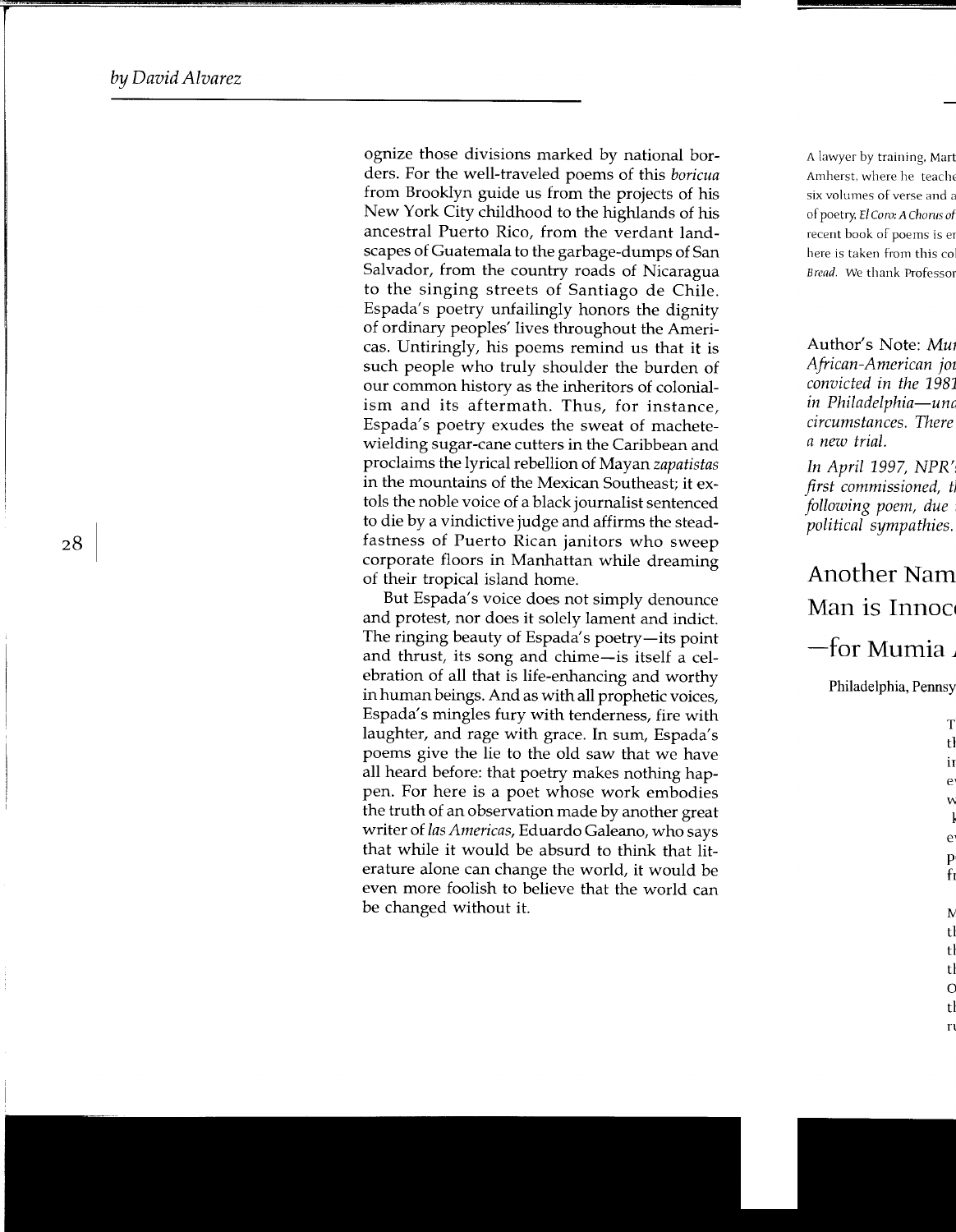ognize those divisions marked by national borders. For the well-traveled poems of this *boricua* from Brooklyn guide us from the projects of his New York City childhood to the highlands of his ancestral Puerto Rico, from the verdant landscapes of Guatemala to the garbage-dumps of San Salvador, from the country roads of Nicaragua to the singing streets of Santiago de Chile. Espada's poetry unfailingly honors the dignity of ordinary peoples' lives throughout the Americas. Untiringly, his poems remind us that it is such people who truly shoulder the burden of our common history as the inheritors of colonialism and its aftermath. Thus, for instance, Espada's poetry exudes the sweat of machete-wielding sugar-cane cutters in the Caribbean and proclaims the lyrical rebellion of Mayan *zapatistas* in the mountains of the Mexican Southeast; it extols the noble voice of a black journalist sentenced to die by a vindictive judge and affirms the steadfastness of Puerto Rican janitors who sweep corporate floors in Manhattan while dreaming of their tropical island home.

But Espada's voice does not simply denounce and protest, nor does it solely lament and indict. The ringing beauty of Espada's poetry—its point and thrust, its song and chime—is itself a celebration of all that is life-enhancing and worthy in human beings. And as with all prophetic voices, Espada's mingles fury with tenderness, fire with laughter, and rage with grace. In sum, Espada's poems give the lie to the old saw that we have all heard before: that poetry makes nothing happen. For here is a poet whose work embodies the truth of an observation made by another great writer of *las Americas*, Eduardo Galeano, who says that while it would be absurd to think that literature alone can change the world, it would be even more foolish to believe that the world can be changed without it.

A lawyer by training, Mart
Amherst, where he teache
six volumes of verse and a
of poetry, *El Coro: A Chorus of*
recent book of poems is e
here is taken from this co
*Bread*. We thank Professor

Author's Note: *Mu*
*African-American jo*
*convicted in the 198*
*in Philadelphia—und*
*circumstances. There*
*a new trial.*

*In April 1997, NPR'*
*first commissioned, t*
*following poem, due*
*political sympathies.*

## Another Nam
## Man is Innoc
## —for Mumia

Philadelphia, Pennsy

T
tl
ir
e
v
k
e
p
fr

N
tl
tl
tl
O
tl
r